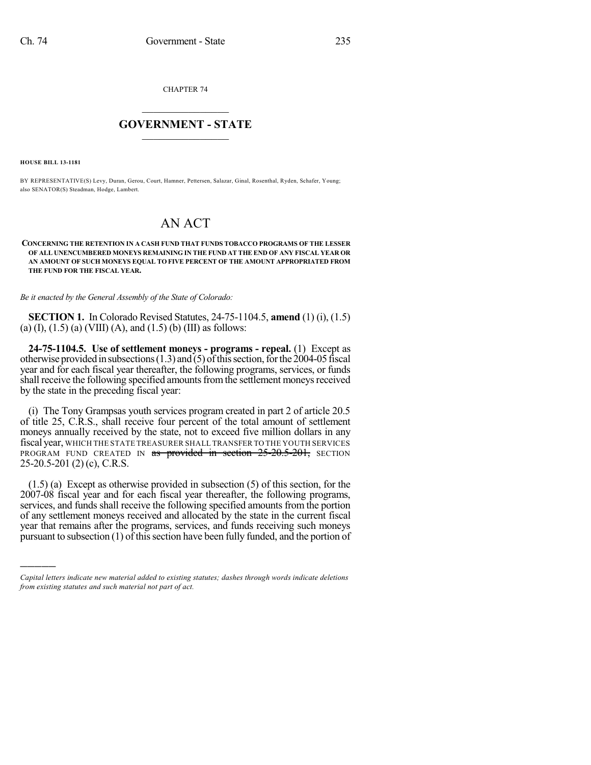CHAPTER 74

## GOVERNMENT - STATE

**HOUSE BILL 13-1181**

BY REPRESENTATIVE(S) Levy, Duran, Gerou, Court, Hamner, Pettersen, Salazar, Ginal, Rosenthal, Ryden, Schafer, Young; also SENATOR(S) Steadman, Hodge, Lambert.

# AN ACT

**CONCERNING THE RETENTION IN A CASH FUND THAT FUNDS TOBACCO PROGRAMS OF THE LESSER OF ALL UNENCUMBERED MONEYS REMAINING IN THE FUND AT THE END OF ANY FISCAL YEAR OR AN AMOUNT OF SUCH MONEYS EQUAL TO FIVE PERCENT OF THE AMOUNT APPROPRIATED FROM THE FUND FOR THE FISCAL YEAR.**

*Be it enacted by the General Assembly of the State of Colorado:*

**SECTION 1.** In Colorado Revised Statutes, 24-75-1104.5, **amend** (1) (i), (1.5) (a) (I), (1.5) (a) (VIII) (A), and (1.5) (b) (III) as follows:

**24-75-1104.5. Use of settlement moneys - programs - repeal.** (1) Except as otherwise provided in subsections (1.3) and (5) of this section, for the 2004-05 fiscal year and for each fiscal year thereafter, the following programs, services, or funds shall receive the following specified amounts from the settlement moneys received by the state in the preceding fiscal year:

(i) The Tony Grampsas youth services program created in part 2 of article 20.5 of title 25, C.R.S., shall receive four percent of the total amount of settlement moneys annually received by the state, not to exceed five million dollars in any fiscal year, WHICH THE STATE TREASURER SHALL TRANSFER TO THE YOUTH SERVICES PROGRAM FUND CREATED IN ~~as provided in section 25-20.5-201,~~ SECTION 25-20.5-201 (2) (c), C.R.S.

(1.5) (a) Except as otherwise provided in subsection (5) of this section, for the 2007-08 fiscal year and for each fiscal year thereafter, the following programs, services, and funds shall receive the following specified amounts from the portion of any settlement moneys received and allocated by the state in the current fiscal year that remains after the programs, services, and funds receiving such moneys pursuant to subsection (1) of this section have been fully funded, and the portion of

---

*Capital letters indicate new material added to existing statutes; dashes through words indicate deletions from existing statutes and such material not part of act.*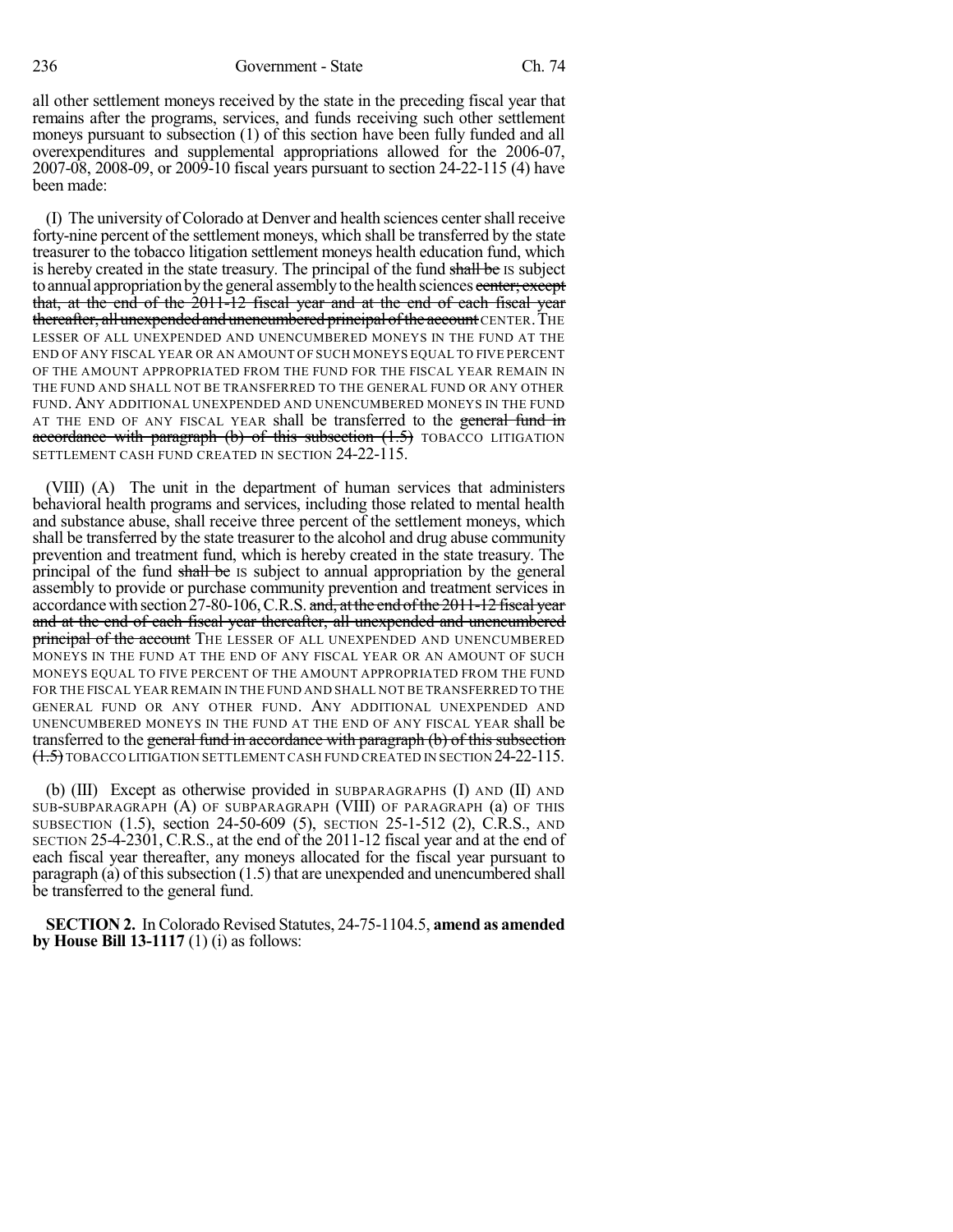all other settlement moneys received by the state in the preceding fiscal year that remains after the programs, services, and funds receiving such other settlement moneys pursuant to subsection (1) of this section have been fully funded and all overexpenditures and supplemental appropriations allowed for the 2006-07, 2007-08, 2008-09, or 2009-10 fiscal years pursuant to section 24-22-115 (4) have been made:

(I) The university of Colorado at Denver and health sciences center shall receive forty-nine percent of the settlement moneys, which shall be transferred by the state treasurer to the tobacco litigation settlement moneys health education fund, which is hereby created in the state treasury. The principal of the fund ~~shall be~~ IS subject to annual appropriation by the general assembly to the health sciences ~~center; except that, at the end of the 2011-12 fiscal year and at the end of each fiscal year thereafter, all unexpended and unencumbered principal of the account~~ CENTER. THE LESSER OF ALL UNEXPENDED AND UNENCUMBERED MONEYS IN THE FUND AT THE END OF ANY FISCAL YEAR OR AN AMOUNT OF SUCH MONEYS EQUAL TO FIVE PERCENT OF THE AMOUNT APPROPRIATED FROM THE FUND FOR THE FISCAL YEAR REMAIN IN THE FUND AND SHALL NOT BE TRANSFERRED TO THE GENERAL FUND OR ANY OTHER FUND. ANY ADDITIONAL UNEXPENDED AND UNENCUMBERED MONEYS IN THE FUND AT THE END OF ANY FISCAL YEAR shall be transferred to the ~~general fund in accordance with paragraph (b) of this subsection (1.5)~~ TOBACCO LITIGATION SETTLEMENT CASH FUND CREATED IN SECTION 24-22-115.

(VIII) (A) The unit in the department of human services that administers behavioral health programs and services, including those related to mental health and substance abuse, shall receive three percent of the settlement moneys, which shall be transferred by the state treasurer to the alcohol and drug abuse community prevention and treatment fund, which is hereby created in the state treasury. The principal of the fund ~~shall be~~ IS subject to annual appropriation by the general assembly to provide or purchase community prevention and treatment services in accordance with section 27-80-106, C.R.S. ~~and, at the end of the 2011-12 fiscal year and at the end of each fiscal year thereafter, all unexpended and unencumbered principal of the account~~ THE LESSER OF ALL UNEXPENDED AND UNENCUMBERED MONEYS IN THE FUND AT THE END OF ANY FISCAL YEAR OR AN AMOUNT OF SUCH MONEYS EQUAL TO FIVE PERCENT OF THE AMOUNT APPROPRIATED FROM THE FUND FOR THE FISCAL YEAR REMAIN IN THE FUND AND SHALL NOT BE TRANSFERRED TO THE GENERAL FUND OR ANY OTHER FUND. ANY ADDITIONAL UNEXPENDED AND UNENCUMBERED MONEYS IN THE FUND AT THE END OF ANY FISCAL YEAR shall be transferred to the ~~general fund in accordance with paragraph (b) of this subsection (1.5)~~ TOBACCO LITIGATION SETTLEMENT CASH FUND CREATED IN SECTION 24-22-115.

(b) (III) Except as otherwise provided in SUBPARAGRAPHS (I) AND (II) AND SUB-SUBPARAGRAPH (A) OF SUBPARAGRAPH (VIII) OF PARAGRAPH (a) OF THIS SUBSECTION (1.5), section 24-50-609 (5), SECTION 25-1-512 (2), C.R.S., AND SECTION 25-4-2301, C.R.S., at the end of the 2011-12 fiscal year and at the end of each fiscal year thereafter, any moneys allocated for the fiscal year pursuant to paragraph (a) of this subsection (1.5) that are unexpended and unencumbered shall be transferred to the general fund.

**SECTION 2.** In Colorado Revised Statutes, 24-75-1104.5, **amend as amended by House Bill 13-1117** (1) (i) as follows: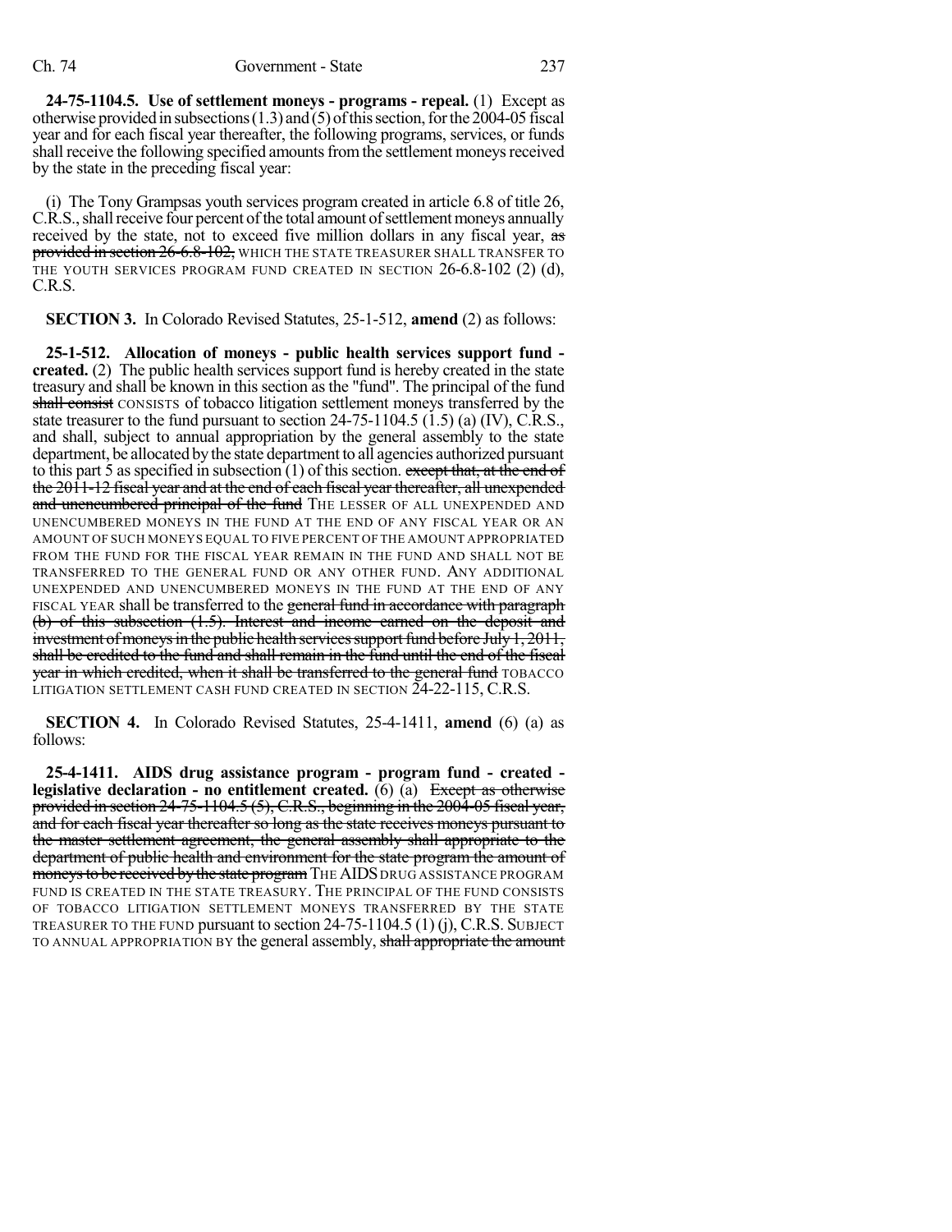**24-75-1104.5. Use of settlement moneys - programs - repeal.** (1) Except as otherwise provided in subsections (1.3) and (5) of this section, for the 2004-05 fiscal year and for each fiscal year thereafter, the following programs, services, or funds shall receive the following specified amounts from the settlement moneys received by the state in the preceding fiscal year:

(i) The Tony Grampsas youth services program created in article 6.8 of title 26, C.R.S., shall receive four percent of the total amount of settlement moneys annually received by the state, not to exceed five million dollars in any fiscal year, ~~as provided in section 26-6.8-102,~~ WHICH THE STATE TREASURER SHALL TRANSFER TO THE YOUTH SERVICES PROGRAM FUND CREATED IN SECTION 26-6.8-102 (2) (d), C.R.S.

**SECTION 3.** In Colorado Revised Statutes, 25-1-512, **amend** (2) as follows:

**25-1-512. Allocation of moneys - public health services support fund - created.** (2) The public health services support fund is hereby created in the state treasury and shall be known in this section as the "fund". The principal of the fund ~~shall consist~~ CONSISTS of tobacco litigation settlement moneys transferred by the state treasurer to the fund pursuant to section 24-75-1104.5 (1.5) (a) (IV), C.R.S., and shall, subject to annual appropriation by the general assembly to the state department, be allocated by the state department to all agencies authorized pursuant to this part 5 as specified in subsection (1) of this section. ~~except that, at the end of the 2011-12 fiscal year and at the end of each fiscal year thereafter, all unexpended and unencumbered principal of the fund~~ THE LESSER OF ALL UNEXPENDED AND UNENCUMBERED MONEYS IN THE FUND AT THE END OF ANY FISCAL YEAR OR AN AMOUNT OF SUCH MONEYS EQUAL TO FIVE PERCENT OF THE AMOUNT APPROPRIATED FROM THE FUND FOR THE FISCAL YEAR REMAIN IN THE FUND AND SHALL NOT BE TRANSFERRED TO THE GENERAL FUND OR ANY OTHER FUND. ANY ADDITIONAL UNEXPENDED AND UNENCUMBERED MONEYS IN THE FUND AT THE END OF ANY FISCAL YEAR shall be transferred to the ~~general fund in accordance with paragraph (b) of this subsection (1.5). Interest and income earned on the deposit and investment of moneys in the public health services support fund before July 1, 2011, shall be credited to the fund and shall remain in the fund until the end of the fiscal year in which credited, when it shall be transferred to the general fund~~ TOBACCO LITIGATION SETTLEMENT CASH FUND CREATED IN SECTION 24-22-115, C.R.S.

**SECTION 4.** In Colorado Revised Statutes, 25-4-1411, **amend** (6) (a) as follows:

**25-4-1411. AIDS drug assistance program - program fund - created - legislative declaration - no entitlement created.** (6) (a) ~~Except as otherwise provided in section 24-75-1104.5 (5), C.R.S., beginning in the 2004-05 fiscal year, and for each fiscal year thereafter so long as the state receives moneys pursuant to the master settlement agreement, the general assembly shall appropriate to the department of public health and environment for the state program the amount of moneys to be received by the state program~~ THE AIDS DRUG ASSISTANCE PROGRAM FUND IS CREATED IN THE STATE TREASURY. THE PRINCIPAL OF THE FUND CONSISTS OF TOBACCO LITIGATION SETTLEMENT MONEYS TRANSFERRED BY THE STATE TREASURER TO THE FUND pursuant to section 24-75-1104.5 (1) (j), C.R.S. SUBJECT TO ANNUAL APPROPRIATION BY the general assembly, ~~shall appropriate the amount~~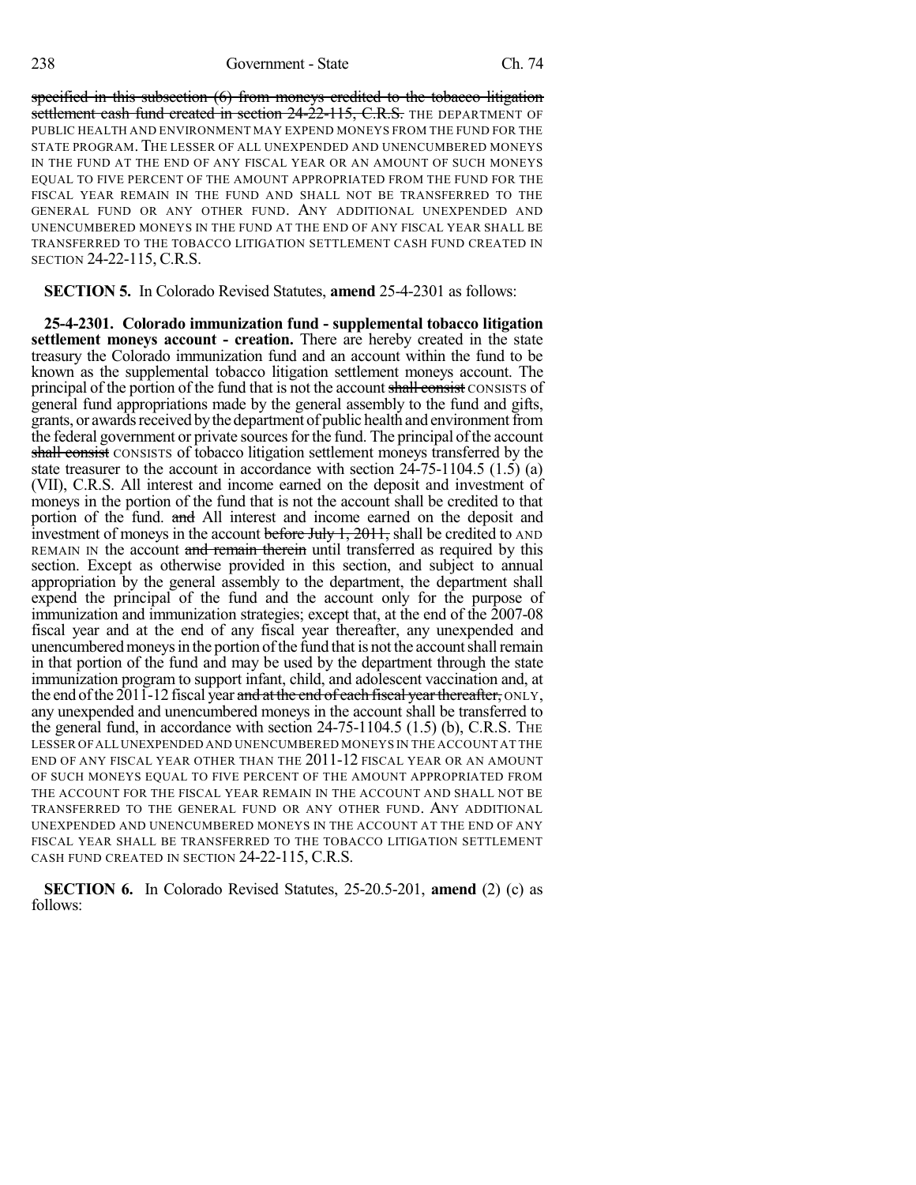specified in this subsection (6) from moneys credited to the tobacco litigation settlement cash fund created in section 24-22-115, C.R.S. THE DEPARTMENT OF PUBLIC HEALTH AND ENVIRONMENT MAY EXPEND MONEYS FROM THE FUND FOR THE STATE PROGRAM. THE LESSER OF ALL UNEXPENDED AND UNENCUMBERED MONEYS IN THE FUND AT THE END OF ANY FISCAL YEAR OR AN AMOUNT OF SUCH MONEYS EQUAL TO FIVE PERCENT OF THE AMOUNT APPROPRIATED FROM THE FUND FOR THE FISCAL YEAR REMAIN IN THE FUND AND SHALL NOT BE TRANSFERRED TO THE GENERAL FUND OR ANY OTHER FUND. ANY ADDITIONAL UNEXPENDED AND UNENCUMBERED MONEYS IN THE FUND AT THE END OF ANY FISCAL YEAR SHALL BE TRANSFERRED TO THE TOBACCO LITIGATION SETTLEMENT CASH FUND CREATED IN SECTION 24-22-115, C.R.S.

**SECTION 5.** In Colorado Revised Statutes, **amend** 25-4-2301 as follows:

**25-4-2301. Colorado immunization fund - supplemental tobacco litigation settlement moneys account - creation.** There are hereby created in the state treasury the Colorado immunization fund and an account within the fund to be known as the supplemental tobacco litigation settlement moneys account. The principal of the portion of the fund that is not the account shall consist CONSISTS of general fund appropriations made by the general assembly to the fund and gifts, grants, or awards received by the department of public health and environment from the federal government or private sources for the fund. The principal of the account shall consist CONSISTS of tobacco litigation settlement moneys transferred by the state treasurer to the account in accordance with section 24-75-1104.5 (1.5) (a) (VII), C.R.S. All interest and income earned on the deposit and investment of moneys in the portion of the fund that is not the account shall be credited to that portion of the fund. and All interest and income earned on the deposit and investment of moneys in the account before July 1, 2011, shall be credited to AND REMAIN IN the account and remain therein until transferred as required by this section. Except as otherwise provided in this section, and subject to annual appropriation by the general assembly to the department, the department shall expend the principal of the fund and the account only for the purpose of immunization and immunization strategies; except that, at the end of the 2007-08 fiscal year and at the end of any fiscal year thereafter, any unexpended and unencumbered moneys in the portion of the fund that is not the account shall remain in that portion of the fund and may be used by the department through the state immunization program to support infant, child, and adolescent vaccination and, at the end of the 2011-12 fiscal year and at the end of each fiscal year thereafter, ONLY, any unexpended and unencumbered moneys in the account shall be transferred to the general fund, in accordance with section 24-75-1104.5 (1.5) (b), C.R.S. THE LESSER OF ALL UNEXPENDED AND UNENCUMBERED MONEYS IN THE ACCOUNT AT THE END OF ANY FISCAL YEAR OTHER THAN THE 2011-12 FISCAL YEAR OR AN AMOUNT OF SUCH MONEYS EQUAL TO FIVE PERCENT OF THE AMOUNT APPROPRIATED FROM THE ACCOUNT FOR THE FISCAL YEAR REMAIN IN THE ACCOUNT AND SHALL NOT BE TRANSFERRED TO THE GENERAL FUND OR ANY OTHER FUND. ANY ADDITIONAL UNEXPENDED AND UNENCUMBERED MONEYS IN THE ACCOUNT AT THE END OF ANY FISCAL YEAR SHALL BE TRANSFERRED TO THE TOBACCO LITIGATION SETTLEMENT CASH FUND CREATED IN SECTION 24-22-115, C.R.S.

**SECTION 6.** In Colorado Revised Statutes, 25-20.5-201, **amend** (2) (c) as follows: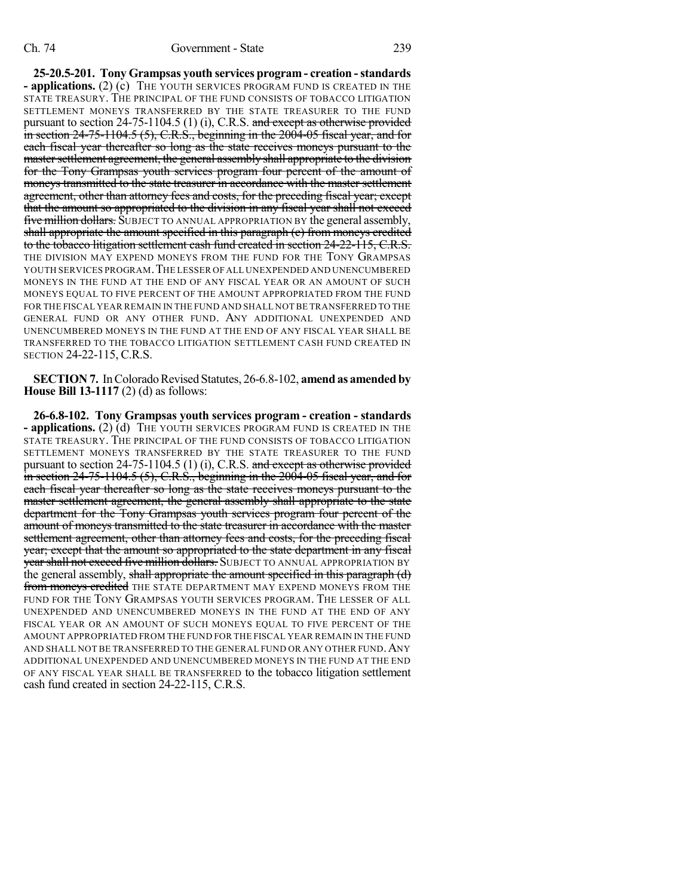**25-20.5-201. Tony Grampsas youth services program - creation - standards - applications.** (2) (c) THE YOUTH SERVICES PROGRAM FUND IS CREATED IN THE STATE TREASURY. THE PRINCIPAL OF THE FUND CONSISTS OF TOBACCO LITIGATION SETTLEMENT MONEYS TRANSFERRED BY THE STATE TREASURER TO THE FUND pursuant to section 24-75-1104.5 (1) (i), C.R.S. ~~and except as otherwise provided in section 24-75-1104.5 (5), C.R.S., beginning in the 2004-05 fiscal year, and for each fiscal year thereafter so long as the state receives moneys pursuant to the master settlement agreement, the general assembly shall appropriate to the division for the Tony Grampsas youth services program four percent of the amount of moneys transmitted to the state treasurer in accordance with the master settlement agreement, other than attorney fees and costs, for the preceding fiscal year; except that the amount so appropriated to the division in any fiscal year shall not exceed five million dollars.~~ SUBJECT TO ANNUAL APPROPRIATION BY the general assembly, ~~shall appropriate the amount specified in this paragraph (c) from moneys credited to the tobacco litigation settlement cash fund created in section 24-22-115, C.R.S.~~ THE DIVISION MAY EXPEND MONEYS FROM THE FUND FOR THE TONY GRAMPSAS YOUTH SERVICES PROGRAM. THE LESSER OF ALL UNEXPENDED AND UNENCUMBERED MONEYS IN THE FUND AT THE END OF ANY FISCAL YEAR OR AN AMOUNT OF SUCH MONEYS EQUAL TO FIVE PERCENT OF THE AMOUNT APPROPRIATED FROM THE FUND FOR THE FISCAL YEAR REMAIN IN THE FUND AND SHALL NOT BE TRANSFERRED TO THE GENERAL FUND OR ANY OTHER FUND. ANY ADDITIONAL UNEXPENDED AND UNENCUMBERED MONEYS IN THE FUND AT THE END OF ANY FISCAL YEAR SHALL BE TRANSFERRED TO THE TOBACCO LITIGATION SETTLEMENT CASH FUND CREATED IN SECTION 24-22-115, C.R.S.

**SECTION 7.** In Colorado Revised Statutes, 26-6.8-102, **amend as amended by House Bill 13-1117** (2) (d) as follows:

**26-6.8-102. Tony Grampsas youth services program - creation - standards - applications.** (2) (d) THE YOUTH SERVICES PROGRAM FUND IS CREATED IN THE STATE TREASURY. THE PRINCIPAL OF THE FUND CONSISTS OF TOBACCO LITIGATION SETTLEMENT MONEYS TRANSFERRED BY THE STATE TREASURER TO THE FUND pursuant to section 24-75-1104.5 (1) (i), C.R.S. ~~and except as otherwise provided in section 24-75-1104.5 (5), C.R.S., beginning in the 2004-05 fiscal year, and for each fiscal year thereafter so long as the state receives moneys pursuant to the master settlement agreement, the general assembly shall appropriate to the state department for the Tony Grampsas youth services program four percent of the amount of moneys transmitted to the state treasurer in accordance with the master settlement agreement, other than attorney fees and costs, for the preceding fiscal year; except that the amount so appropriated to the state department in any fiscal year shall not exceed five million dollars.~~ SUBJECT TO ANNUAL APPROPRIATION BY the general assembly, ~~shall appropriate the amount specified in this paragraph (d) from moneys credited~~ THE STATE DEPARTMENT MAY EXPEND MONEYS FROM THE FUND FOR THE TONY GRAMPSAS YOUTH SERVICES PROGRAM. THE LESSER OF ALL UNEXPENDED AND UNENCUMBERED MONEYS IN THE FUND AT THE END OF ANY FISCAL YEAR OR AN AMOUNT OF SUCH MONEYS EQUAL TO FIVE PERCENT OF THE AMOUNT APPROPRIATED FROM THE FUND FOR THE FISCAL YEAR REMAIN IN THE FUND AND SHALL NOT BE TRANSFERRED TO THE GENERAL FUND OR ANY OTHER FUND. ANY ADDITIONAL UNEXPENDED AND UNENCUMBERED MONEYS IN THE FUND AT THE END OF ANY FISCAL YEAR SHALL BE TRANSFERRED to the tobacco litigation settlement cash fund created in section 24-22-115, C.R.S.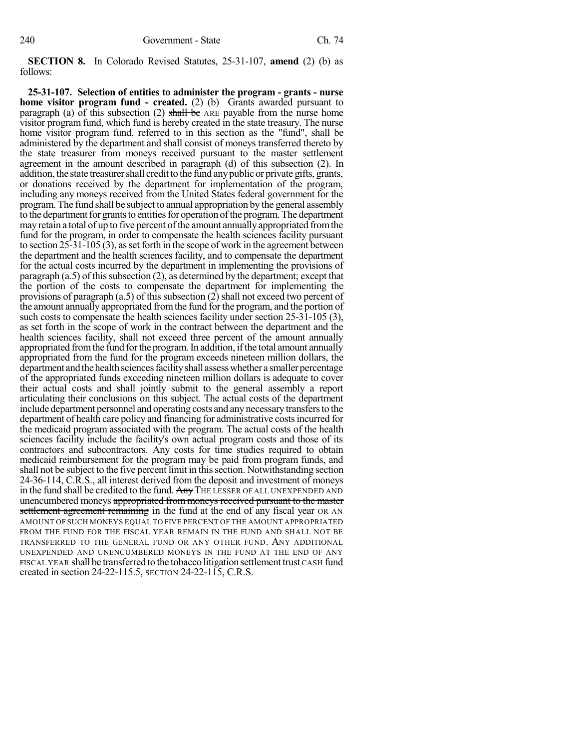**SECTION 8.** In Colorado Revised Statutes, 25-31-107, **amend** (2) (b) as follows:

**25-31-107. Selection of entities to administer the program - grants - nurse home visitor program fund - created.** (2) (b) Grants awarded pursuant to paragraph (a) of this subsection (2) ~~shall be~~ ARE payable from the nurse home visitor program fund, which fund is hereby created in the state treasury. The nurse home visitor program fund, referred to in this section as the "fund", shall be administered by the department and shall consist of moneys transferred thereto by the state treasurer from moneys received pursuant to the master settlement agreement in the amount described in paragraph (d) of this subsection (2). In addition, the state treasurer shall credit to the fund any public or private gifts, grants, or donations received by the department for implementation of the program, including any moneys received from the United States federal government for the program. The fund shall be subject to annual appropriation by the general assembly to the department for grants to entities for operation of the program. The department may retain a total of up to five percent of the amount annually appropriated from the fund for the program, in order to compensate the health sciences facility pursuant to section 25-31-105 (3), as set forth in the scope of work in the agreement between the department and the health sciences facility, and to compensate the department for the actual costs incurred by the department in implementing the provisions of paragraph (a.5) of this subsection (2), as determined by the department; except that the portion of the costs to compensate the department for implementing the provisions of paragraph (a.5) of this subsection (2) shall not exceed two percent of the amount annually appropriated from the fund for the program, and the portion of such costs to compensate the health sciences facility under section 25-31-105 (3), as set forth in the scope of work in the contract between the department and the health sciences facility, shall not exceed three percent of the amount annually appropriated from the fund for the program. In addition, if the total amount annually appropriated from the fund for the program exceeds nineteen million dollars, the department and the health sciences facility shall assess whether a smaller percentage of the appropriated funds exceeding nineteen million dollars is adequate to cover their actual costs and shall jointly submit to the general assembly a report articulating their conclusions on this subject. The actual costs of the department include department personnel and operating costs and any necessary transfers to the department of health care policy and financing for administrative costs incurred for the medicaid program associated with the program. The actual costs of the health sciences facility include the facility's own actual program costs and those of its contractors and subcontractors. Any costs for time studies required to obtain medicaid reimbursement for the program may be paid from program funds, and shall not be subject to the five percent limit in this section. Notwithstanding section 24-36-114, C.R.S., all interest derived from the deposit and investment of moneys in the fund shall be credited to the fund. ~~Any~~ THE LESSER OF ALL UNEXPENDED AND unencumbered moneys ~~appropriated from moneys received pursuant to the master settlement agreement remaining~~ in the fund at the end of any fiscal year OR AN AMOUNT OF SUCH MONEYS EQUAL TO FIVE PERCENT OF THE AMOUNT APPROPRIATED FROM THE FUND FOR THE FISCAL YEAR REMAIN IN THE FUND AND SHALL NOT BE TRANSFERRED TO THE GENERAL FUND OR ANY OTHER FUND. ANY ADDITIONAL UNEXPENDED AND UNENCUMBERED MONEYS IN THE FUND AT THE END OF ANY FISCAL YEAR shall be transferred to the tobacco litigation settlement ~~trust~~ CASH fund created in ~~section 24-22-115.5,~~ SECTION 24-22-115, C.R.S.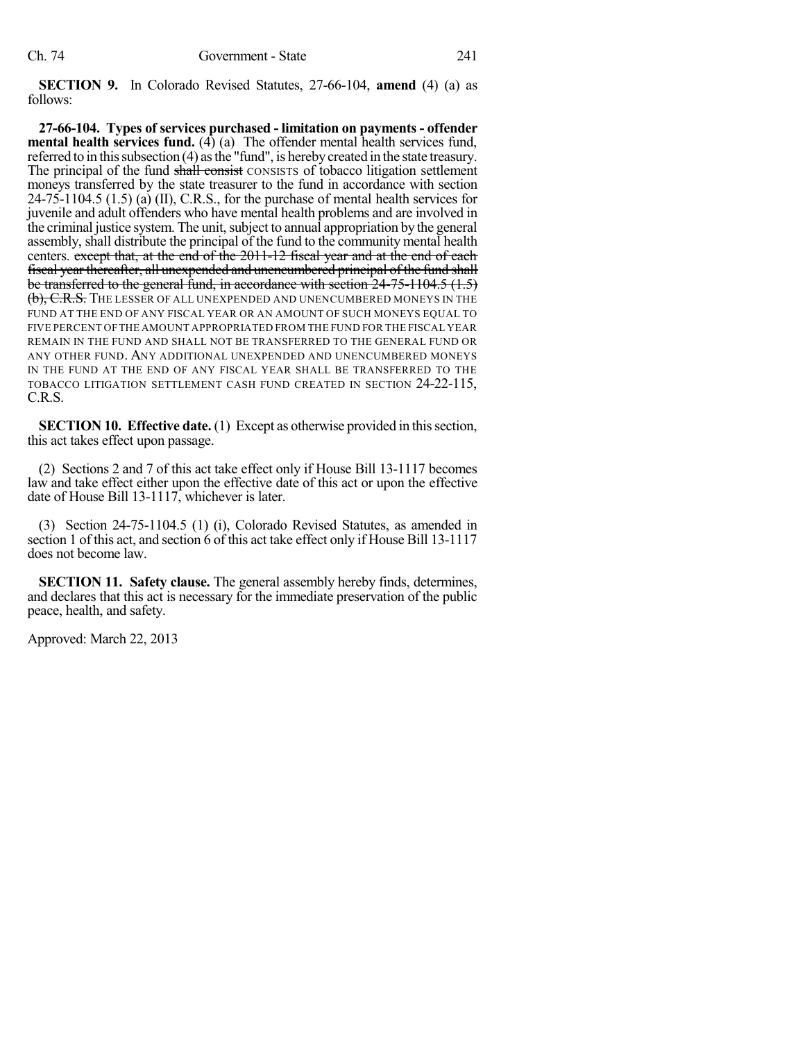**SECTION 9.** In Colorado Revised Statutes, 27-66-104, **amend** (4) (a) as follows:

**27-66-104. Types of services purchased - limitation on payments - offender mental health services fund.** (4) (a) The offender mental health services fund, referred to in this subsection (4) as the "fund", is hereby created in the state treasury. The principal of the fund ~~shall consist~~ CONSISTS of tobacco litigation settlement moneys transferred by the state treasurer to the fund in accordance with section 24-75-1104.5 (1.5) (a) (II), C.R.S., for the purchase of mental health services for juvenile and adult offenders who have mental health problems and are involved in the criminal justice system. The unit, subject to annual appropriation by the general assembly, shall distribute the principal of the fund to the community mental health centers. ~~except that, at the end of the 2011-12 fiscal year and at the end of each fiscal year thereafter, all unexpended and unencumbered principal of the fund shall be transferred to the general fund, in accordance with section 24-75-1104.5 (1.5) (b), C.R.S.~~ THE LESSER OF ALL UNEXPENDED AND UNENCUMBERED MONEYS IN THE FUND AT THE END OF ANY FISCAL YEAR OR AN AMOUNT OF SUCH MONEYS EQUAL TO FIVE PERCENT OF THE AMOUNT APPROPRIATED FROM THE FUND FOR THE FISCAL YEAR REMAIN IN THE FUND AND SHALL NOT BE TRANSFERRED TO THE GENERAL FUND OR ANY OTHER FUND. ANY ADDITIONAL UNEXPENDED AND UNENCUMBERED MONEYS IN THE FUND AT THE END OF ANY FISCAL YEAR SHALL BE TRANSFERRED TO THE TOBACCO LITIGATION SETTLEMENT CASH FUND CREATED IN SECTION 24-22-115, C.R.S.

**SECTION 10. Effective date.** (1) Except as otherwise provided in this section, this act takes effect upon passage.

(2) Sections 2 and 7 of this act take effect only if House Bill 13-1117 becomes law and take effect either upon the effective date of this act or upon the effective date of House Bill 13-1117, whichever is later.

(3) Section 24-75-1104.5 (1) (i), Colorado Revised Statutes, as amended in section 1 of this act, and section 6 of this act take effect only if House Bill 13-1117 does not become law.

**SECTION 11. Safety clause.** The general assembly hereby finds, determines, and declares that this act is necessary for the immediate preservation of the public peace, health, and safety.

Approved: March 22, 2013